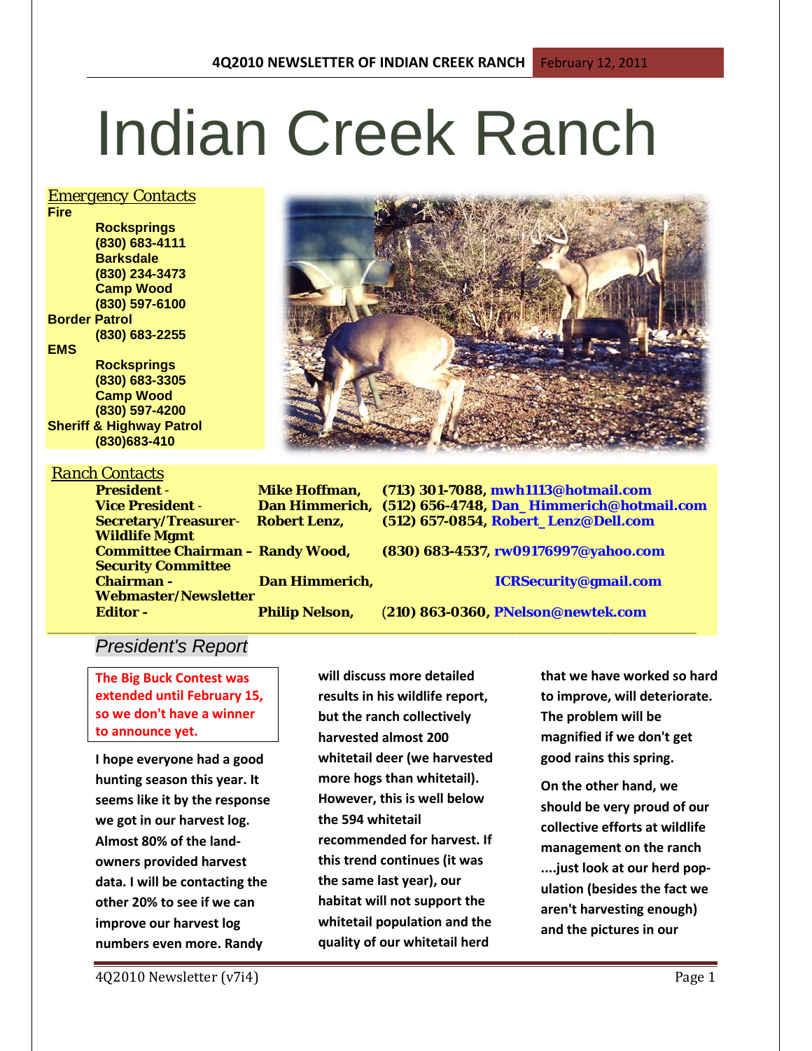# Indian Creek Ranch

## *Emergency Contacts*

**Fire**

- **Rocksprings** **(830) 683-4111**
- **Barksdale** **(830) 234-3473**
- **Camp Wood** **(830) 597-6100**

**Border Patrol**

- **(830) 683-2255**

**EMS**

- **Rocksprings** **(830) 683-3305**
- **Camp Wood** **(830) 597-4200**

**Sheriff & Highway Patrol**

- **(830)683-410**

## *Ranch Contacts*

| | | |
|---|---|---|
| **President -** | **Mike Hoffman,** | **(713) 301-7088, mwh1113@hotmail.com** |
| **Vice President -** | **Dan Himmerich,** | **(512) 656-4748, Dan_Himmerich@hotmail.com** |
| **Secretary/Treasurer-** | **Robert Lenz,** | **(512) 657-0854, Robert_Lenz@Dell.com** |
| **Wildlife Mgmt Committee Chairman –** | **Randy Wood,** | **(830) 683-4537, rw09176997@yahoo.com** |
| **Security Committee Chairman -** | **Dan Himmerich,** | **ICRSecurity@gmail.com** |
| **Webmaster/Newsletter Editor -** | **Philip Nelson,** | **(210) 863-0360, PNelson@newtek.com** |

## *President's Report*

**The Big Buck Contest was extended until February 15, so we don't have a winner to announce yet.**

**I hope everyone had a good hunting season this year. It seems like it by the response we got in our harvest log. Almost 80% of the land-owners provided harvest data. I will be contacting the other 20% to see if we can improve our harvest log numbers even more. Randy will discuss more detailed results in his wildlife report, but the ranch collectively harvested almost 200 whitetail deer (we harvested more hogs than whitetail). However, this is well below the 594 whitetail recommended for harvest. If this trend continues (it was the same last year), our habitat will not support the whitetail population and the quality of our whitetail herd that we have worked so hard to improve, will deteriorate. The problem will be magnified if we don't get good rains this spring.**

**On the other hand, we should be very proud of our collective efforts at wildlife management on the ranch ....just look at our herd pop-ulation (besides the fact we aren't harvesting enough) and the pictures in our**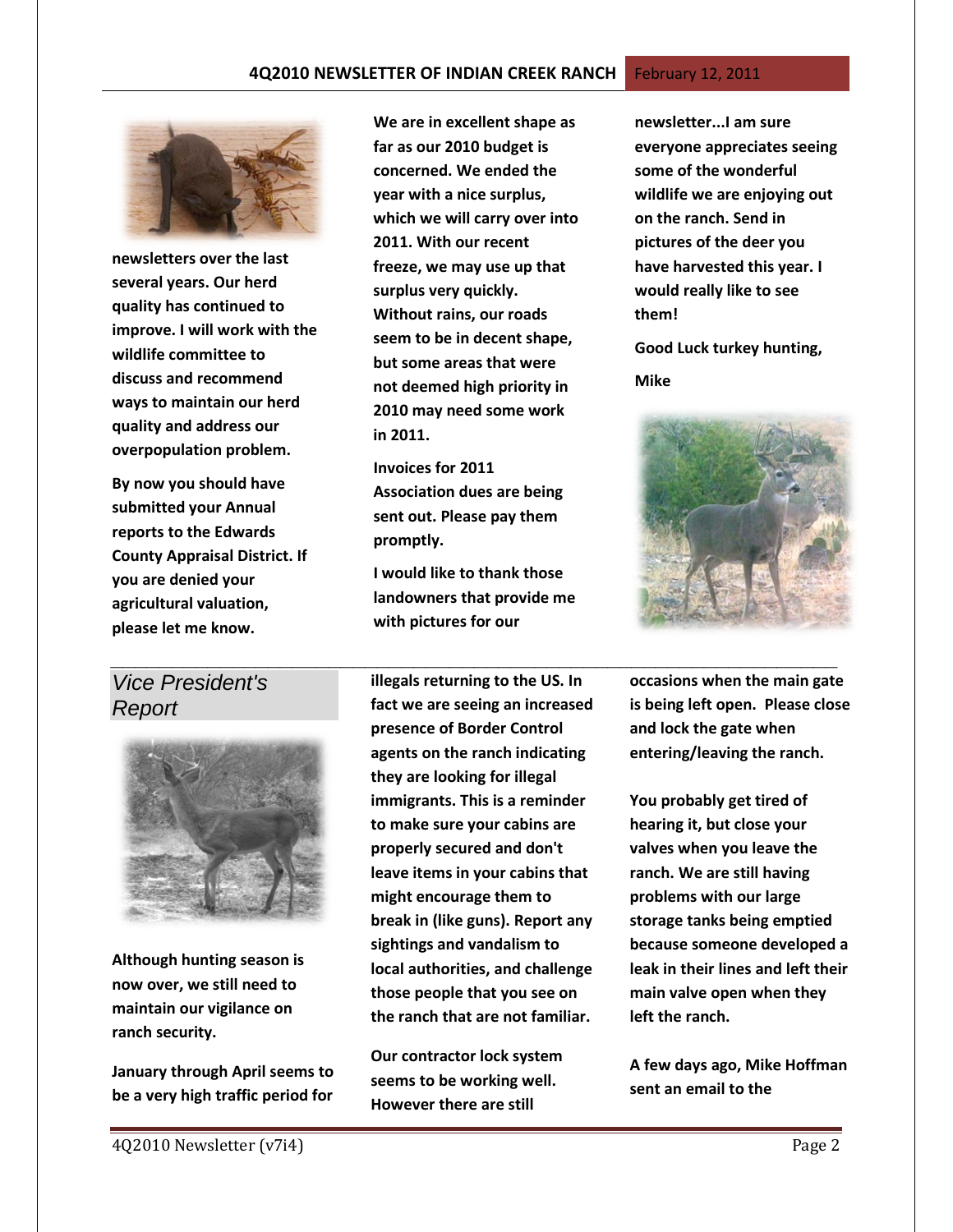newsletters over the last several years. Our herd quality has continued to improve. I will work with the wildlife committee to discuss and recommend ways to maintain our herd quality and address our overpopulation problem.

By now you should have submitted your Annual reports to the Edwards County Appraisal District. If you are denied your agricultural valuation, please let me know.

We are in excellent shape as far as our 2010 budget is concerned. We ended the year with a nice surplus, which we will carry over into 2011. With our recent freeze, we may use up that surplus very quickly. Without rains, our roads seem to be in decent shape, but some areas that were not deemed high priority in 2010 may need some work in 2011.

Invoices for 2011 Association dues are being sent out. Please pay them promptly.

I would like to thank those landowners that provide me with pictures for our newsletter...I am sure everyone appreciates seeing some of the wonderful wildlife we are enjoying out on the ranch. Send in pictures of the deer you have harvested this year. I would really like to see them!

Good Luck turkey hunting,

Mike

## Vice President's Report

Although hunting season is now over, we still need to maintain our vigilance on ranch security.

January through April seems to be a very high traffic period for illegals returning to the US. In fact we are seeing an increased presence of Border Control agents on the ranch indicating they are looking for illegal immigrants. This is a reminder to make sure your cabins are properly secured and don't leave items in your cabins that might encourage them to break in (like guns). Report any sightings and vandalism to local authorities, and challenge those people that you see on the ranch that are not familiar.

Our contractor lock system seems to be working well. However there are still occasions when the main gate is being left open. Please close and lock the gate when entering/leaving the ranch.

You probably get tired of hearing it, but close your valves when you leave the ranch. We are still having problems with our large storage tanks being emptied because someone developed a leak in their lines and left their main valve open when they left the ranch.

A few days ago, Mike Hoffman sent an email to the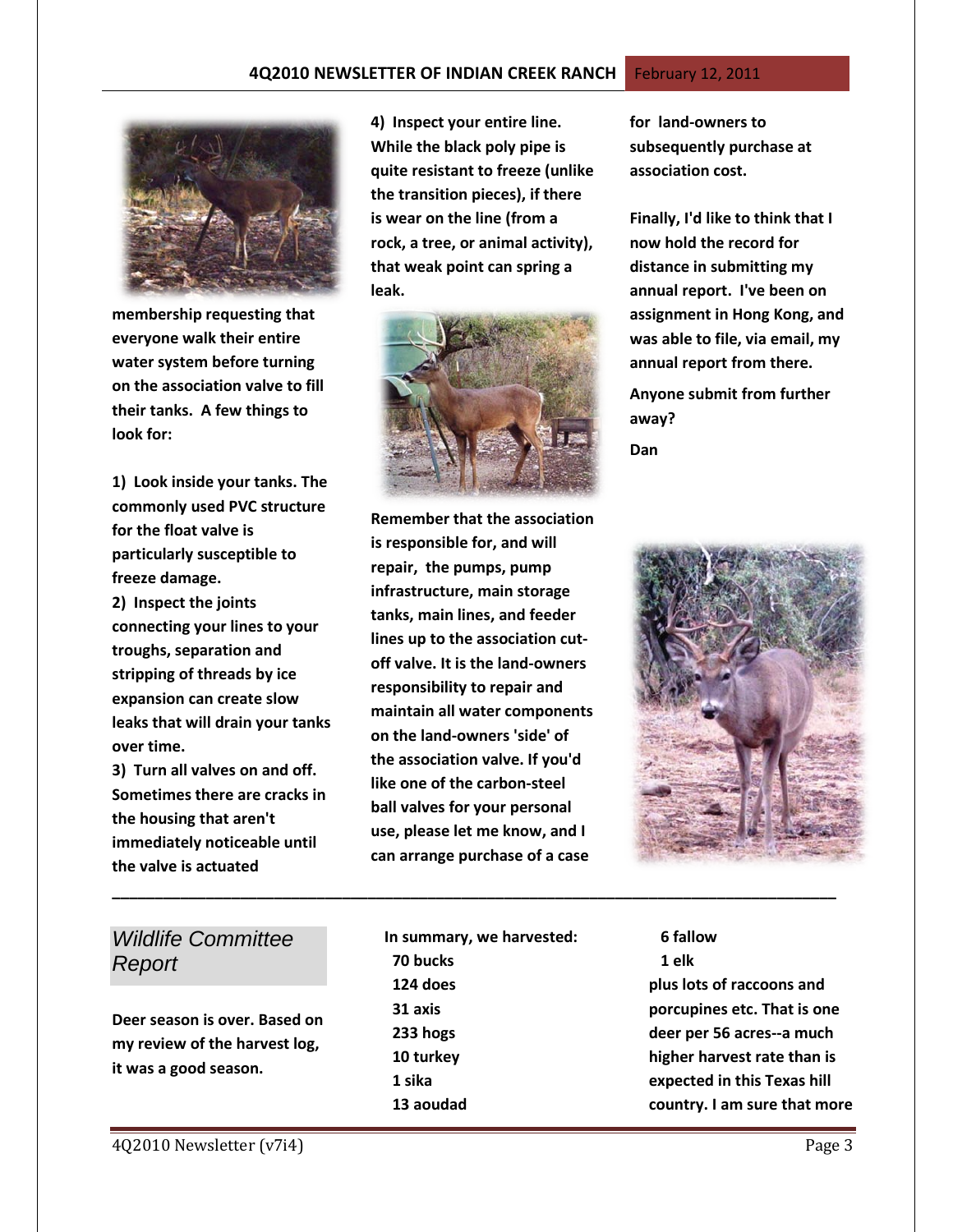membership requesting that everyone walk their entire water system before turning on the association valve to fill their tanks. A few things to look for:

1) Look inside your tanks. The commonly used PVC structure for the float valve is particularly susceptible to freeze damage.
2) Inspect the joints connecting your lines to your troughs, separation and stripping of threads by ice expansion can create slow leaks that will drain your tanks over time.
3) Turn all valves on and off. Sometimes there are cracks in the housing that aren't immediately noticeable until the valve is actuated
4) Inspect your entire line. While the black poly pipe is quite resistant to freeze (unlike the transition pieces), if there is wear on the line (from a rock, a tree, or animal activity), that weak point can spring a leak.

Remember that the association is responsible for, and will repair, the pumps, pump infrastructure, main storage tanks, main lines, and feeder lines up to the association cut-off valve. It is the land-owners responsibility to repair and maintain all water components on the land-owners 'side' of the association valve. If you'd like one of the carbon-steel ball valves for your personal use, please let me know, and I can arrange purchase of a case for land-owners to subsequently purchase at association cost.

Finally, I'd like to think that I now hold the record for distance in submitting my annual report. I've been on assignment in Hong Kong, and was able to file, via email, my annual report from there.

Anyone submit from further away?

Dan

---

## *Wildlife Committee Report*

Deer season is over. Based on my review of the harvest log, it was a good season.

In summary, we harvested:

- 70 bucks
- 124 does
- 31 axis
- 233 hogs
- 10 turkey
- 1 sika
- 13 aoudad
- 6 fallow
- 1 elk

plus lots of raccoons and porcupines etc. That is one deer per 56 acres--a much higher harvest rate than is expected in this Texas hill country. I am sure that more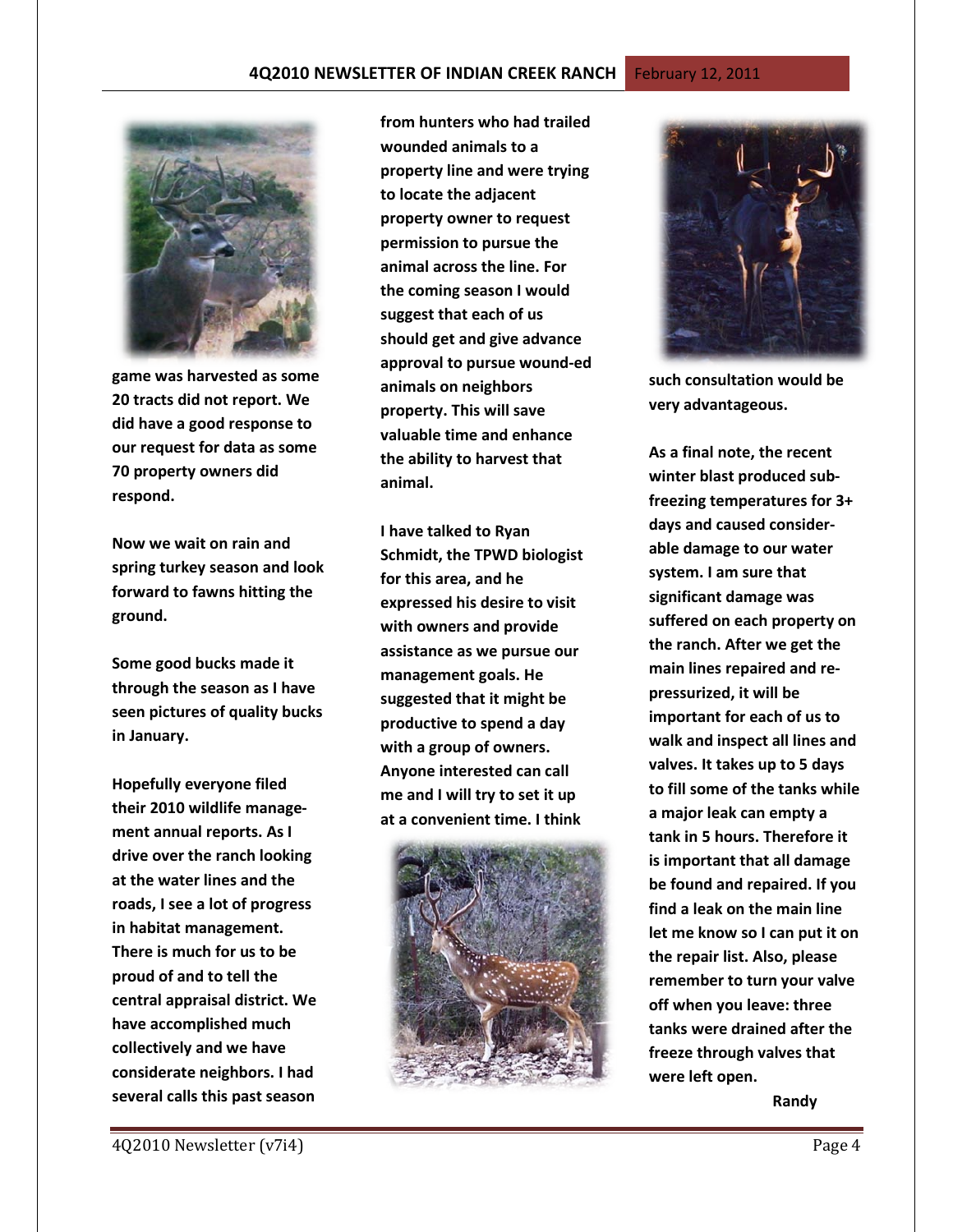game was harvested as some 20 tracts did not report. We did have a good response to our request for data as some 70 property owners did respond.

Now we wait on rain and spring turkey season and look forward to fawns hitting the ground.

Some good bucks made it through the season as I have seen pictures of quality bucks in January.

Hopefully everyone filed their 2010 wildlife management annual reports. As I drive over the ranch looking at the water lines and the roads, I see a lot of progress in habitat management. There is much for us to be proud of and to tell the central appraisal district. We have accomplished much collectively and we have considerate neighbors. I had several calls this past season from hunters who had trailed wounded animals to a property line and were trying to locate the adjacent property owner to request permission to pursue the animal across the line. For the coming season I would suggest that each of us should get and give advance approval to pursue wound-ed animals on neighbors property. This will save valuable time and enhance the ability to harvest that animal.

I have talked to Ryan Schmidt, the TPWD biologist for this area, and he expressed his desire to visit with owners and provide assistance as we pursue our management goals. He suggested that it might be productive to spend a day with a group of owners. Anyone interested can call me and I will try to set it up at a convenient time. I think such consultation would be very advantageous.

As a final note, the recent winter blast produced sub-freezing temperatures for 3+ days and caused consider-able damage to our water system. I am sure that significant damage was suffered on each property on the ranch. After we get the main lines repaired and re-pressurized, it will be important for each of us to walk and inspect all lines and valves. It takes up to 5 days to fill some of the tanks while a major leak can empty a tank in 5 hours. Therefore it is important that all damage be found and repaired. If you find a leak on the main line let me know so I can put it on the repair list. Also, please remember to turn your valve off when you leave: three tanks were drained after the freeze through valves that were left open.

Randy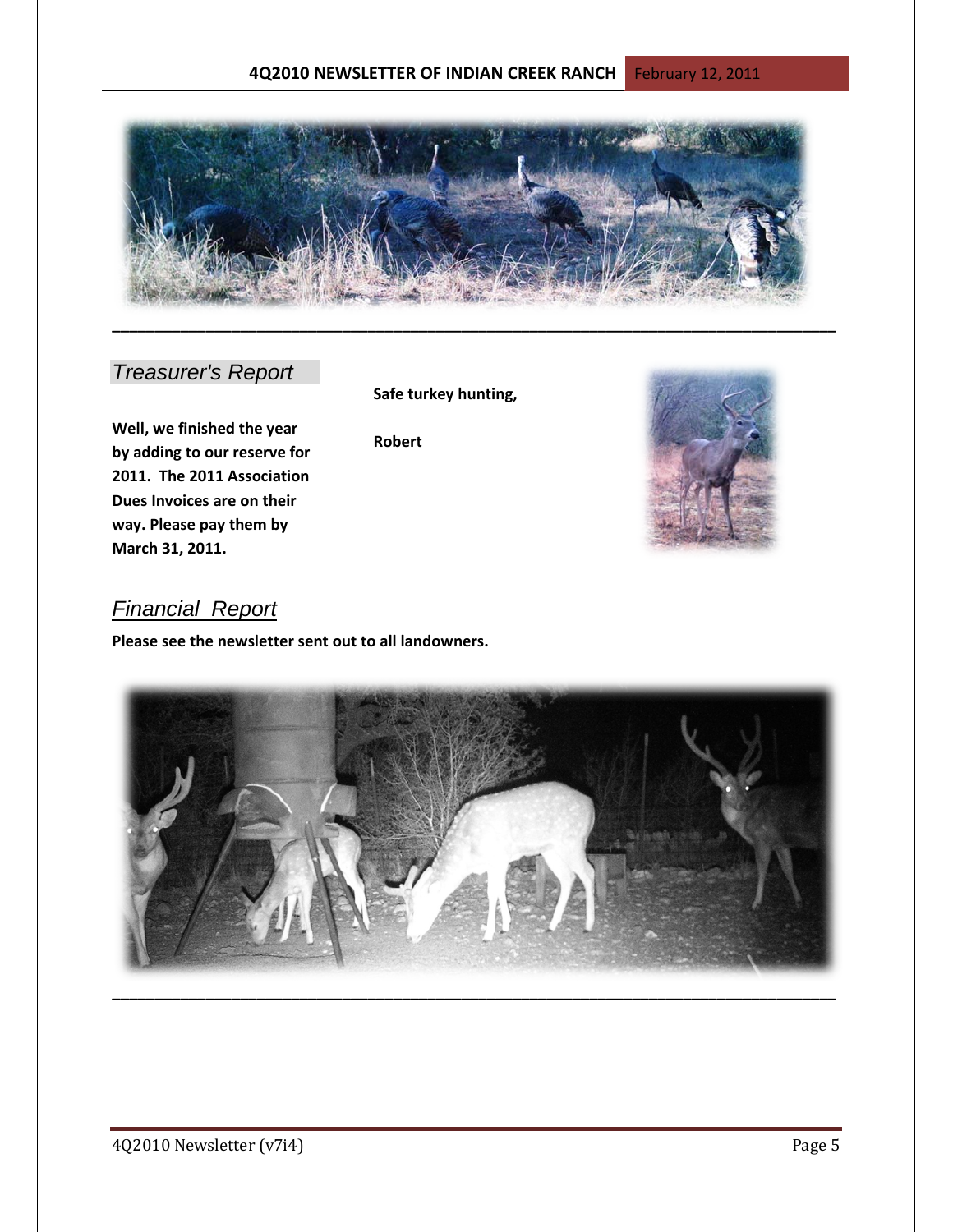## *Treasurer's Report*

**Well, we finished the year by adding to our reserve for 2011. The 2011 Association Dues Invoices are on their way. Please pay them by March 31, 2011.**

**Safe turkey hunting,**

**Robert**

## *Financial Report*

**Please see the newsletter sent out to all landowners.**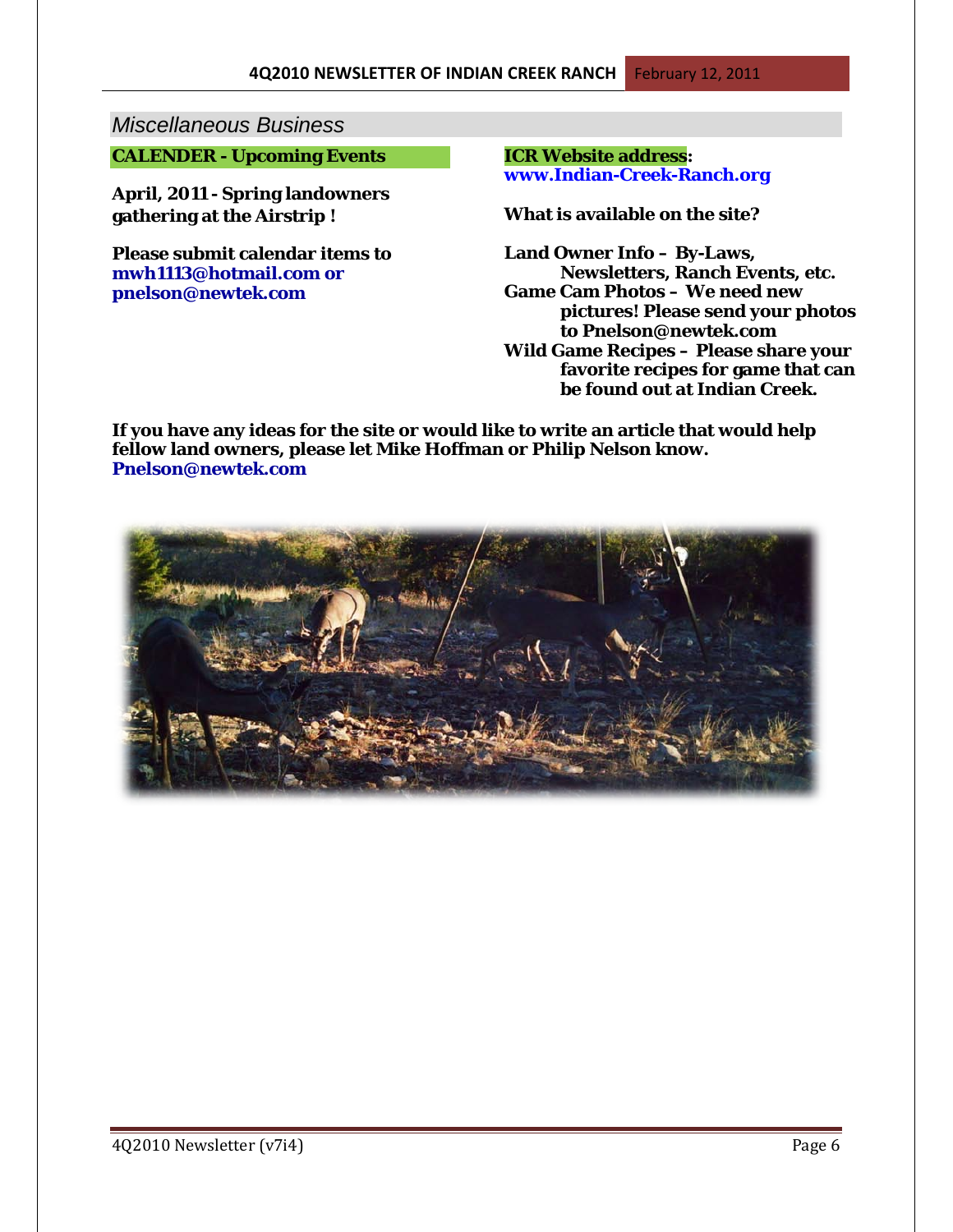## Miscellaneous Business

**CALENDER - Upcoming Events**

**April, 2011 - Spring landowners gathering at the Airstrip !**

**Please submit calendar items to mwh1113@hotmail.com or pnelson@newtek.com**

**ICR Website address: www.Indian-Creek-Ranch.org**

**What is available on the site?**

**Land Owner Info – By-Laws, Newsletters, Ranch Events, etc.**
**Game Cam Photos – We need new pictures! Please send your photos to Pnelson@newtek.com**
**Wild Game Recipes – Please share your favorite recipes for game that can be found out at Indian Creek.**

**If you have any ideas for the site or would like to write an article that would help fellow land owners, please let Mike Hoffman or Philip Nelson know. Pnelson@newtek.com**